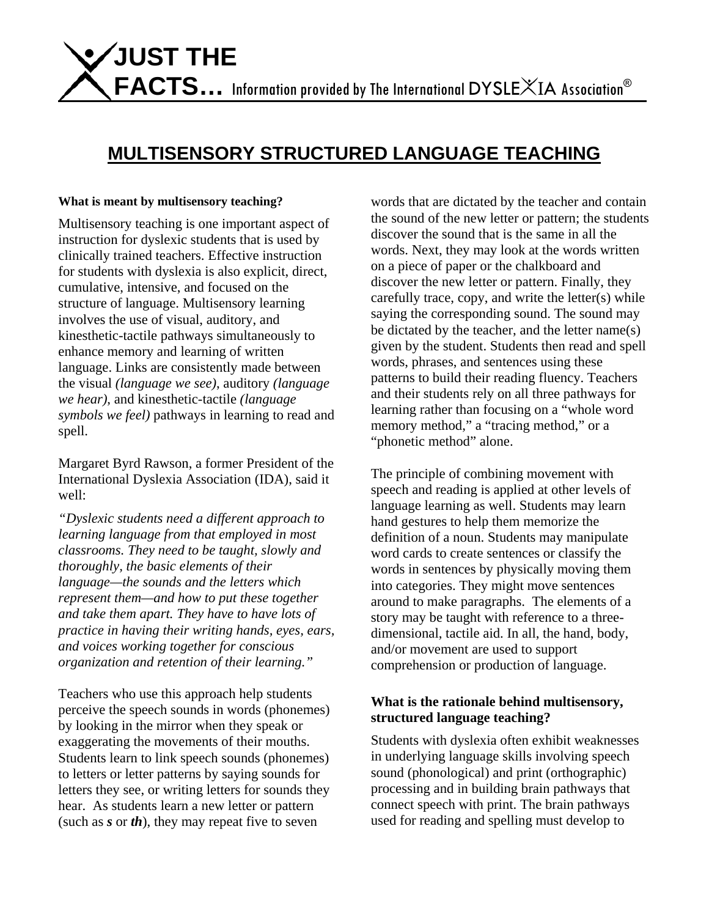# JUST THE FACTS... Information provided by The International DYSLEXIA Association®

## MULTISENSORY STRUCTURED LANGUAGE TEACHING

**What is meant by multisensory teaching?**

Multisensory teaching is one important aspect of instruction for dyslexic students that is used by clinically trained teachers. Effective instruction for students with dyslexia is also explicit, direct, cumulative, intensive, and focused on the structure of language. Multisensory learning involves the use of visual, auditory, and kinesthetic-tactile pathways simultaneously to enhance memory and learning of written language. Links are consistently made between the visual *(language we see)*, auditory *(language we hear)*, and kinesthetic-tactile *(language symbols we feel)* pathways in learning to read and spell.

Margaret Byrd Rawson, a former President of the International Dyslexia Association (IDA), said it well:

*"Dyslexic students need a different approach to learning language from that employed in most classrooms. They need to be taught, slowly and thoroughly, the basic elements of their language—the sounds and the letters which represent them—and how to put these together and take them apart. They have to have lots of practice in having their writing hands, eyes, ears, and voices working together for conscious organization and retention of their learning."*

Teachers who use this approach help students perceive the speech sounds in words (phonemes) by looking in the mirror when they speak or exaggerating the movements of their mouths. Students learn to link speech sounds (phonemes) to letters or letter patterns by saying sounds for letters they see, or writing letters for sounds they hear. As students learn a new letter or pattern (such as ***s*** or ***th***), they may repeat five to seven words that are dictated by the teacher and contain the sound of the new letter or pattern; the students discover the sound that is the same in all the words. Next, they may look at the words written on a piece of paper or the chalkboard and discover the new letter or pattern. Finally, they carefully trace, copy, and write the letter(s) while saying the corresponding sound. The sound may be dictated by the teacher, and the letter name(s) given by the student. Students then read and spell words, phrases, and sentences using these patterns to build their reading fluency. Teachers and their students rely on all three pathways for learning rather than focusing on a "whole word memory method," a "tracing method," or a "phonetic method" alone.

The principle of combining movement with speech and reading is applied at other levels of language learning as well. Students may learn hand gestures to help them memorize the definition of a noun. Students may manipulate word cards to create sentences or classify the words in sentences by physically moving them into categories. They might move sentences around to make paragraphs. The elements of a story may be taught with reference to a three-dimensional, tactile aid. In all, the hand, body, and/or movement are used to support comprehension or production of language.

**What is the rationale behind multisensory, structured language teaching?**

Students with dyslexia often exhibit weaknesses in underlying language skills involving speech sound (phonological) and print (orthographic) processing and in building brain pathways that connect speech with print. The brain pathways used for reading and spelling must develop to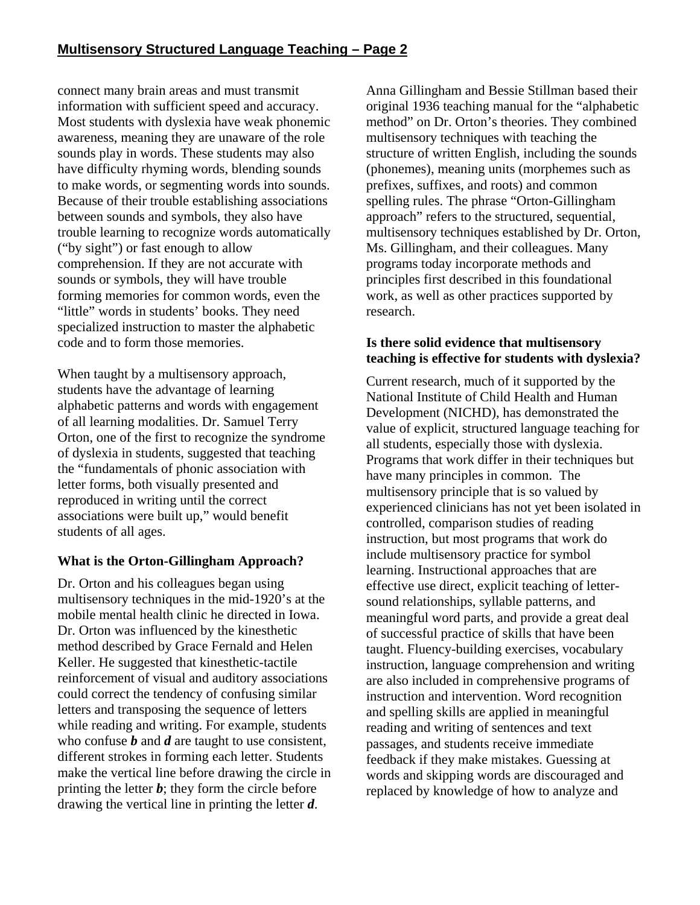connect many brain areas and must transmit information with sufficient speed and accuracy. Most students with dyslexia have weak phonemic awareness, meaning they are unaware of the role sounds play in words. These students may also have difficulty rhyming words, blending sounds to make words, or segmenting words into sounds. Because of their trouble establishing associations between sounds and symbols, they also have trouble learning to recognize words automatically ("by sight") or fast enough to allow comprehension. If they are not accurate with sounds or symbols, they will have trouble forming memories for common words, even the "little" words in students' books. They need specialized instruction to master the alphabetic code and to form those memories.

When taught by a multisensory approach, students have the advantage of learning alphabetic patterns and words with engagement of all learning modalities. Dr. Samuel Terry Orton, one of the first to recognize the syndrome of dyslexia in students, suggested that teaching the "fundamentals of phonic association with letter forms, both visually presented and reproduced in writing until the correct associations were built up," would benefit students of all ages.

**What is the Orton-Gillingham Approach?**

Dr. Orton and his colleagues began using multisensory techniques in the mid-1920's at the mobile mental health clinic he directed in Iowa. Dr. Orton was influenced by the kinesthetic method described by Grace Fernald and Helen Keller. He suggested that kinesthetic-tactile reinforcement of visual and auditory associations could correct the tendency of confusing similar letters and transposing the sequence of letters while reading and writing. For example, students who confuse ***b*** and ***d*** are taught to use consistent, different strokes in forming each letter. Students make the vertical line before drawing the circle in printing the letter ***b***; they form the circle before drawing the vertical line in printing the letter ***d***.

Anna Gillingham and Bessie Stillman based their original 1936 teaching manual for the "alphabetic method" on Dr. Orton's theories. They combined multisensory techniques with teaching the structure of written English, including the sounds (phonemes), meaning units (morphemes such as prefixes, suffixes, and roots) and common spelling rules. The phrase "Orton-Gillingham approach" refers to the structured, sequential, multisensory techniques established by Dr. Orton, Ms. Gillingham, and their colleagues. Many programs today incorporate methods and principles first described in this foundational work, as well as other practices supported by research.

**Is there solid evidence that multisensory teaching is effective for students with dyslexia?**

Current research, much of it supported by the National Institute of Child Health and Human Development (NICHD), has demonstrated the value of explicit, structured language teaching for all students, especially those with dyslexia. Programs that work differ in their techniques but have many principles in common. The multisensory principle that is so valued by experienced clinicians has not yet been isolated in controlled, comparison studies of reading instruction, but most programs that work do include multisensory practice for symbol learning. Instructional approaches that are effective use direct, explicit teaching of letter-sound relationships, syllable patterns, and meaningful word parts, and provide a great deal of successful practice of skills that have been taught. Fluency-building exercises, vocabulary instruction, language comprehension and writing are also included in comprehensive programs of instruction and intervention. Word recognition and spelling skills are applied in meaningful reading and writing of sentences and text passages, and students receive immediate feedback if they make mistakes. Guessing at words and skipping words are discouraged and replaced by knowledge of how to analyze and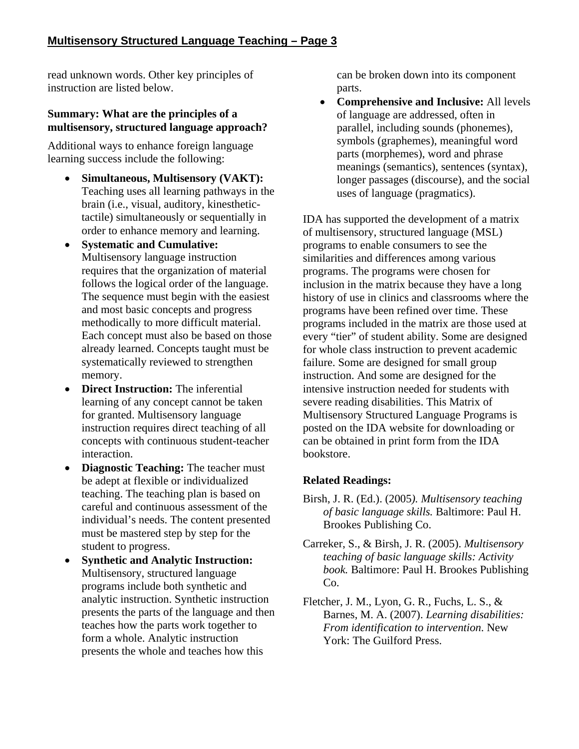read unknown words. Other key principles of instruction are listed below.

**Summary: What are the principles of a multisensory, structured language approach?**

Additional ways to enhance foreign language learning success include the following:

- **Simultaneous, Multisensory (VAKT):** Teaching uses all learning pathways in the brain (i.e., visual, auditory, kinesthetic-tactile) simultaneously or sequentially in order to enhance memory and learning.
- **Systematic and Cumulative:** Multisensory language instruction requires that the organization of material follows the logical order of the language. The sequence must begin with the easiest and most basic concepts and progress methodically to more difficult material. Each concept must also be based on those already learned. Concepts taught must be systematically reviewed to strengthen memory.
- **Direct Instruction:** The inferential learning of any concept cannot be taken for granted. Multisensory language instruction requires direct teaching of all concepts with continuous student-teacher interaction.
- **Diagnostic Teaching:** The teacher must be adept at flexible or individualized teaching. The teaching plan is based on careful and continuous assessment of the individual's needs. The content presented must be mastered step by step for the student to progress.
- **Synthetic and Analytic Instruction:** Multisensory, structured language programs include both synthetic and analytic instruction. Synthetic instruction presents the parts of the language and then teaches how the parts work together to form a whole. Analytic instruction presents the whole and teaches how this can be broken down into its component parts.
- **Comprehensive and Inclusive:** All levels of language are addressed, often in parallel, including sounds (phonemes), symbols (graphemes), meaningful word parts (morphemes), word and phrase meanings (semantics), sentences (syntax), longer passages (discourse), and the social uses of language (pragmatics).

IDA has supported the development of a matrix of multisensory, structured language (MSL) programs to enable consumers to see the similarities and differences among various programs. The programs were chosen for inclusion in the matrix because they have a long history of use in clinics and classrooms where the programs have been refined over time. These programs included in the matrix are those used at every "tier" of student ability. Some are designed for whole class instruction to prevent academic failure. Some are designed for small group instruction. And some are designed for the intensive instruction needed for students with severe reading disabilities. This Matrix of Multisensory Structured Language Programs is posted on the IDA website for downloading or can be obtained in print form from the IDA bookstore.

**Related Readings:**

Birsh, J. R. (Ed.). (2005). *Multisensory teaching of basic language skills.* Baltimore: Paul H. Brookes Publishing Co.

Carreker, S., & Birsh, J. R. (2005). *Multisensory teaching of basic language skills: Activity book.* Baltimore: Paul H. Brookes Publishing Co.

Fletcher, J. M., Lyon, G. R., Fuchs, L. S., & Barnes, M. A. (2007). *Learning disabilities: From identification to intervention.* New York: The Guilford Press.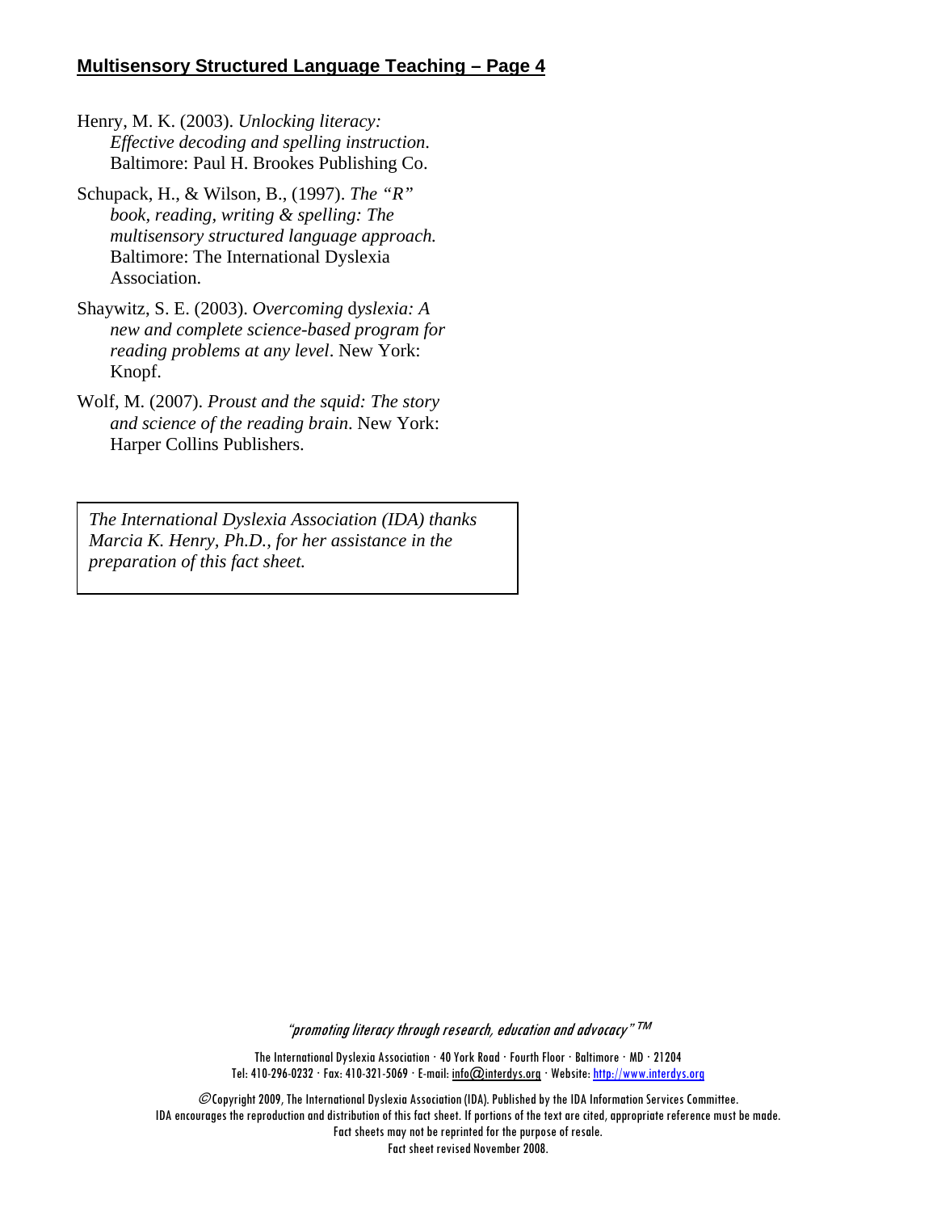Henry, M. K. (2003). *Unlocking literacy: Effective decoding and spelling instruction*. Baltimore: Paul H. Brookes Publishing Co.

Schupack, H., & Wilson, B., (1997). *The "R" book, reading, writing & spelling: The multisensory structured language approach.* Baltimore: The International Dyslexia Association.

Shaywitz, S. E. (2003). *Overcoming* d*yslexia: A new and complete science-based program for reading problems at any level*. New York: Knopf.

Wolf, M. (2007). *Proust and the squid: The story and science of the reading brain*. New York: Harper Collins Publishers.

*The International Dyslexia Association (IDA) thanks Marcia K. Henry, Ph.D., for her assistance in the preparation of this fact sheet.*

*"promoting literacy through research, education and advocacy"* ™

The International Dyslexia Association · 40 York Road · Fourth Floor · Baltimore · MD · 21204
Tel: 410-296-0232 · Fax: 410-321-5069 · E-mail: info@interdys.org · Website: http://www.interdys.org

©Copyright 2009, The International Dyslexia Association (IDA). Published by the IDA Information Services Committee.
IDA encourages the reproduction and distribution of this fact sheet. If portions of the text are cited, appropriate reference must be made.
Fact sheets may not be reprinted for the purpose of resale.
Fact sheet revised November 2008.